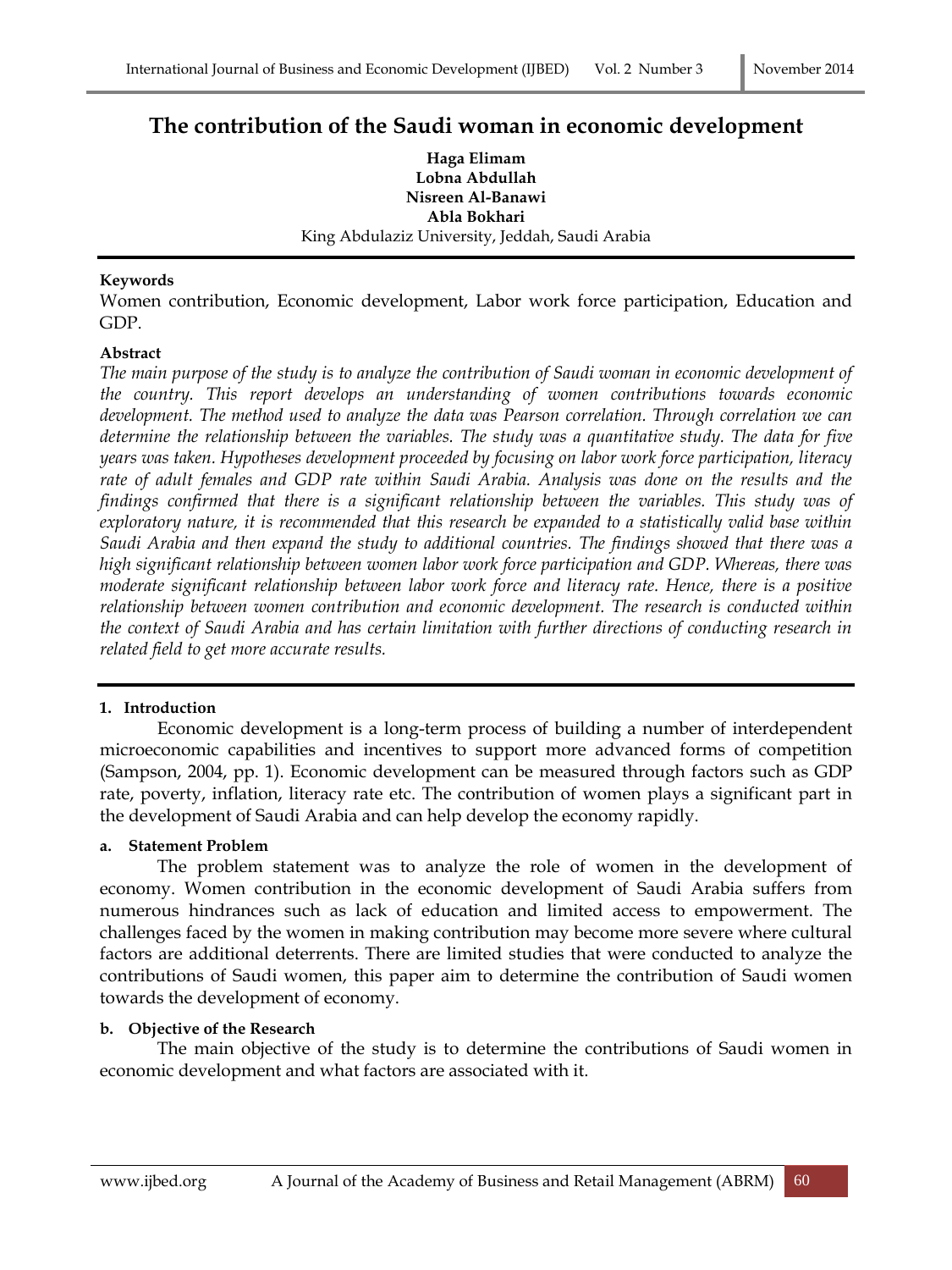# The contribution of the Saudi woman in economic development

**Haga Elimam**
**Lobna Abdullah**
**Nisreen Al-Banawi**
**Abla Bokhari**
King Abdulaziz University, Jeddah, Saudi Arabia

**Keywords**

Women contribution, Economic development, Labor work force participation, Education and GDP.

**Abstract**

*The main purpose of the study is to analyze the contribution of Saudi woman in economic development of the country. This report develops an understanding of women contributions towards economic development. The method used to analyze the data was Pearson correlation. Through correlation we can determine the relationship between the variables. The study was a quantitative study. The data for five years was taken. Hypotheses development proceeded by focusing on labor work force participation, literacy rate of adult females and GDP rate within Saudi Arabia. Analysis was done on the results and the findings confirmed that there is a significant relationship between the variables. This study was of exploratory nature, it is recommended that this research be expanded to a statistically valid base within Saudi Arabia and then expand the study to additional countries. The findings showed that there was a high significant relationship between women labor work force participation and GDP. Whereas, there was moderate significant relationship between labor work force and literacy rate. Hence, there is a positive relationship between women contribution and economic development. The research is conducted within the context of Saudi Arabia and has certain limitation with further directions of conducting research in related field to get more accurate results.*

## 1. Introduction

Economic development is a long-term process of building a number of interdependent microeconomic capabilities and incentives to support more advanced forms of competition (Sampson, 2004, pp. 1). Economic development can be measured through factors such as GDP rate, poverty, inflation, literacy rate etc. The contribution of women plays a significant part in the development of Saudi Arabia and can help develop the economy rapidly.

### a. Statement Problem

The problem statement was to analyze the role of women in the development of economy. Women contribution in the economic development of Saudi Arabia suffers from numerous hindrances such as lack of education and limited access to empowerment. The challenges faced by the women in making contribution may become more severe where cultural factors are additional deterrents. There are limited studies that were conducted to analyze the contributions of Saudi women, this paper aim to determine the contribution of Saudi women towards the development of economy.

### b. Objective of the Research

The main objective of the study is to determine the contributions of Saudi women in economic development and what factors are associated with it.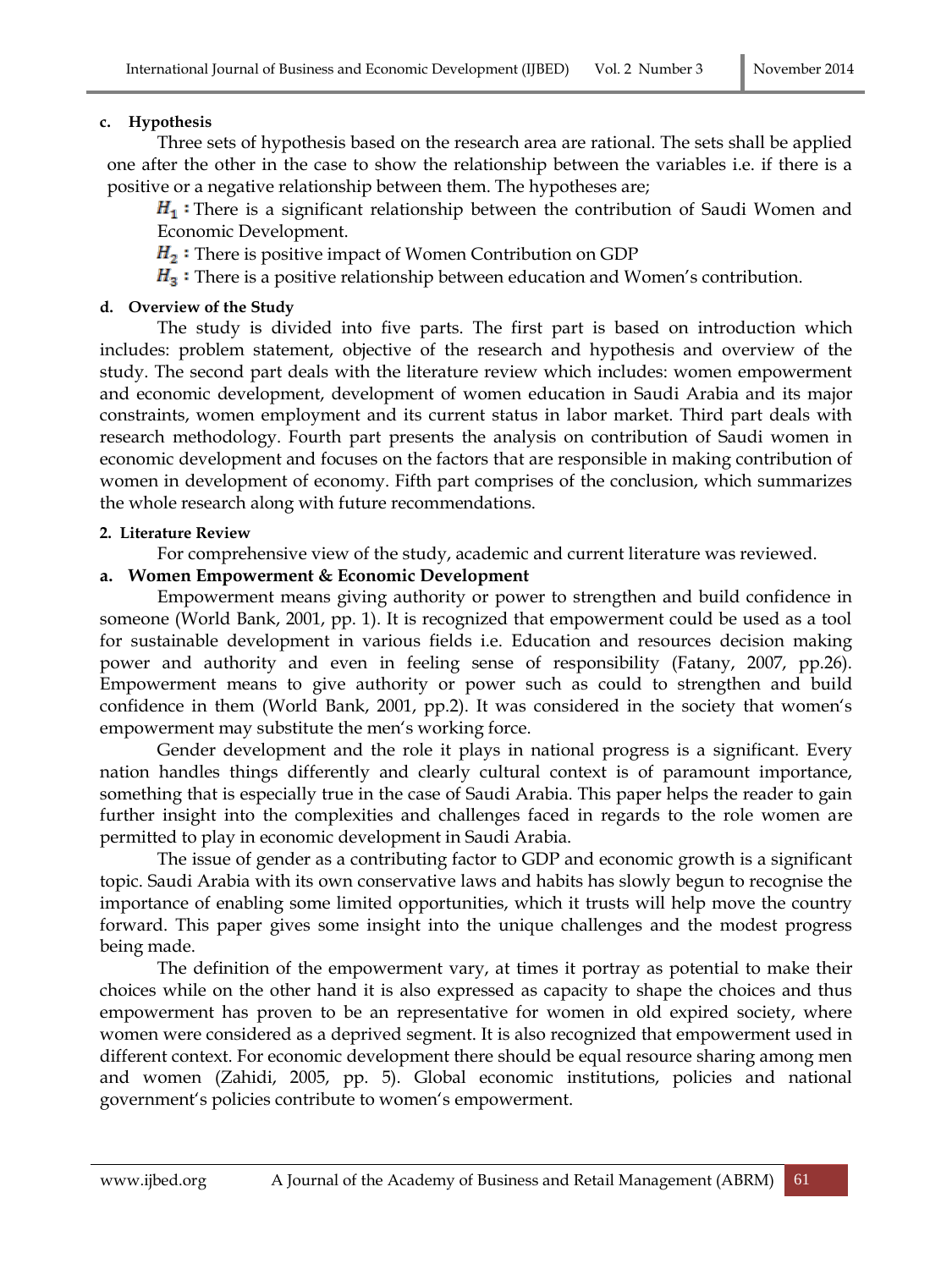#### c. Hypothesis

Three sets of hypothesis based on the research area are rational. The sets shall be applied one after the other in the case to show the relationship between the variables i.e. if there is a positive or a negative relationship between them. The hypotheses are;

$H_1$ **:** There is a significant relationship between the contribution of Saudi Women and Economic Development.

$H_2$ **:** There is positive impact of Women Contribution on GDP

$H_3$ **:** There is a positive relationship between education and Women's contribution.

#### d. Overview of the Study

The study is divided into five parts. The first part is based on introduction which includes: problem statement, objective of the research and hypothesis and overview of the study. The second part deals with the literature review which includes: women empowerment and economic development, development of women education in Saudi Arabia and its major constraints, women employment and its current status in labor market. Third part deals with research methodology. Fourth part presents the analysis on contribution of Saudi women in economic development and focuses on the factors that are responsible in making contribution of women in development of economy. Fifth part comprises of the conclusion, which summarizes the whole research along with future recommendations.

## 2. Literature Review

For comprehensive view of the study, academic and current literature was reviewed.

### a. Women Empowerment & Economic Development

Empowerment means giving authority or power to strengthen and build confidence in someone (World Bank, 2001, pp. 1). It is recognized that empowerment could be used as a tool for sustainable development in various fields i.e. Education and resources decision making power and authority and even in feeling sense of responsibility (Fatany, 2007, pp.26). Empowerment means to give authority or power such as could to strengthen and build confidence in them (World Bank, 2001, pp.2). It was considered in the society that women's empowerment may substitute the men's working force.

Gender development and the role it plays in national progress is a significant. Every nation handles things differently and clearly cultural context is of paramount importance, something that is especially true in the case of Saudi Arabia. This paper helps the reader to gain further insight into the complexities and challenges faced in regards to the role women are permitted to play in economic development in Saudi Arabia.

The issue of gender as a contributing factor to GDP and economic growth is a significant topic. Saudi Arabia with its own conservative laws and habits has slowly begun to recognise the importance of enabling some limited opportunities, which it trusts will help move the country forward. This paper gives some insight into the unique challenges and the modest progress being made.

The definition of the empowerment vary, at times it portray as potential to make their choices while on the other hand it is also expressed as capacity to shape the choices and thus empowerment has proven to be an representative for women in old expired society, where women were considered as a deprived segment. It is also recognized that empowerment used in different context. For economic development there should be equal resource sharing among men and women (Zahidi, 2005, pp. 5). Global economic institutions, policies and national government's policies contribute to women's empowerment.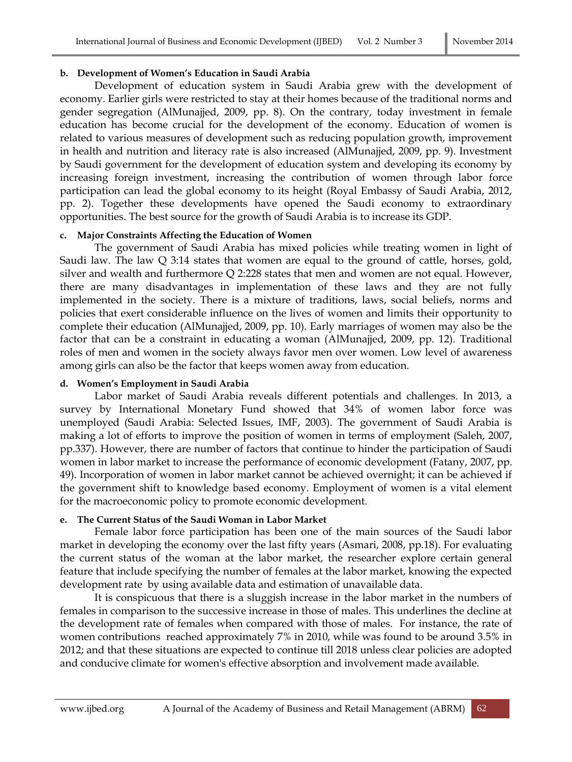#### b. Development of Women's Education in Saudi Arabia

Development of education system in Saudi Arabia grew with the development of economy. Earlier girls were restricted to stay at their homes because of the traditional norms and gender segregation (AlMunajjed, 2009, pp. 8). On the contrary, today investment in female education has become crucial for the development of the economy. Education of women is related to various measures of development such as reducing population growth, improvement in health and nutrition and literacy rate is also increased (AlMunajjed, 2009, pp. 9). Investment by Saudi government for the development of education system and developing its economy by increasing foreign investment, increasing the contribution of women through labor force participation can lead the global economy to its height (Royal Embassy of Saudi Arabia, 2012, pp. 2). Together these developments have opened the Saudi economy to extraordinary opportunities. The best source for the growth of Saudi Arabia is to increase its GDP.

#### c. Major Constraints Affecting the Education of Women

The government of Saudi Arabia has mixed policies while treating women in light of Saudi law. The law Q 3:14 states that women are equal to the ground of cattle, horses, gold, silver and wealth and furthermore Q 2:228 states that men and women are not equal. However, there are many disadvantages in implementation of these laws and they are not fully implemented in the society. There is a mixture of traditions, laws, social beliefs, norms and policies that exert considerable influence on the lives of women and limits their opportunity to complete their education (AlMunajjed, 2009, pp. 10). Early marriages of women may also be the factor that can be a constraint in educating a woman (AlMunajjed, 2009, pp. 12). Traditional roles of men and women in the society always favor men over women. Low level of awareness among girls can also be the factor that keeps women away from education.

#### d. Women's Employment in Saudi Arabia

Labor market of Saudi Arabia reveals different potentials and challenges. In 2013, a survey by International Monetary Fund showed that 34% of women labor force was unemployed (Saudi Arabia: Selected Issues, IMF, 2003). The government of Saudi Arabia is making a lot of efforts to improve the position of women in terms of employment (Saleh, 2007, pp.337). However, there are number of factors that continue to hinder the participation of Saudi women in labor market to increase the performance of economic development (Fatany, 2007, pp. 49). Incorporation of women in labor market cannot be achieved overnight; it can be achieved if the government shift to knowledge based economy. Employment of women is a vital element for the macroeconomic policy to promote economic development.

#### e. The Current Status of the Saudi Woman in Labor Market

Female labor force participation has been one of the main sources of the Saudi labor market in developing the economy over the last fifty years (Asmari, 2008, pp.18). For evaluating the current status of the woman at the labor market, the researcher explore certain general feature that include specifying the number of females at the labor market, knowing the expected development rate by using available data and estimation of unavailable data.

It is conspicuous that there is a sluggish increase in the labor market in the numbers of females in comparison to the successive increase in those of males. This underlines the decline at the development rate of females when compared with those of males. For instance, the rate of women contributions reached approximately 7% in 2010, while was found to be around 3.5% in 2012; and that these situations are expected to continue till 2018 unless clear policies are adopted and conducive climate for women's effective absorption and involvement made available.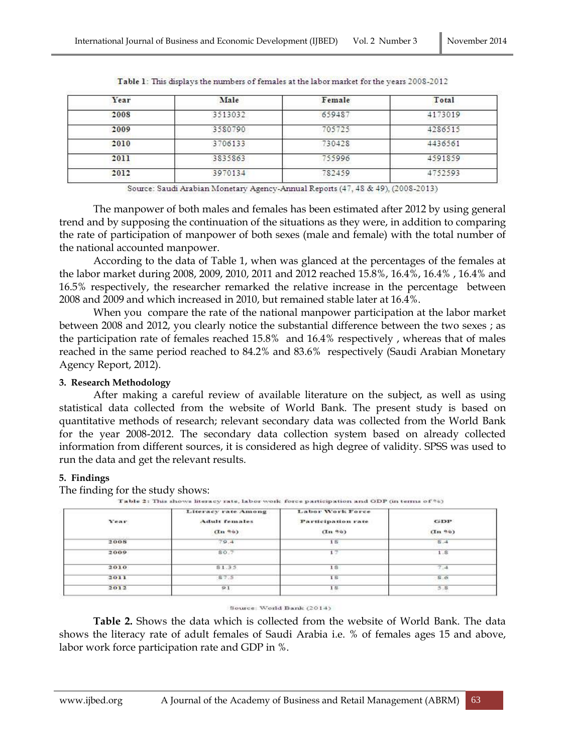Table 1: This displays the numbers of females at the labor market for the years 2008-2012

| Year | Male | Female | Total |
|---|---|---|---|
| 2008 | 3513032 | 659487 | 4173019 |
| 2009 | 3580790 | 705725 | 4286515 |
| 2010 | 3706133 | 730428 | 4436561 |
| 2011 | 3835863 | 755996 | 4591859 |
| 2012 | 3970134 | 782459 | 4752593 |

Source: Saudi Arabian Monetary Agency-Annual Reports (47, 48 & 49), (2008-2013)

The manpower of both males and females has been estimated after 2012 by using general trend and by supposing the continuation of the situations as they were, in addition to comparing the rate of participation of manpower of both sexes (male and female) with the total number of the national accounted manpower.

According to the data of Table 1, when was glanced at the percentages of the females at the labor market during 2008, 2009, 2010, 2011 and 2012 reached 15.8%, 16.4%, 16.4% , 16.4% and 16.5% respectively, the researcher remarked the relative increase in the percentage between 2008 and 2009 and which increased in 2010, but remained stable later at 16.4%.

When you compare the rate of the national manpower participation at the labor market between 2008 and 2012, you clearly notice the substantial difference between the two sexes ; as the participation rate of females reached 15.8% and 16.4% respectively , whereas that of males reached in the same period reached to 84.2% and 83.6% respectively (Saudi Arabian Monetary Agency Report, 2012).

### 3. Research Methodology

After making a careful review of available literature on the subject, as well as using statistical data collected from the website of World Bank. The present study is based on quantitative methods of research; relevant secondary data was collected from the World Bank for the year 2008-2012. The secondary data collection system based on already collected information from different sources, it is considered as high degree of validity. SPSS was used to run the data and get the relevant results.

### 5. Findings

The finding for the study shows:

Table 2: This shows literacy rate, labor work force participation and GDP (in terms of %)

| Year | Literacy rate Among Adult females (In %) | Labor Work Force Participation rate (In %) | GDP (In %) |
|---|---|---|---|
| 2008 | 79.4 | 18 | 8.4 |
| 2009 | 80.7 | 17 | 1.8 |
| 2010 | 81.35 | 18 | 7.4 |
| 2011 | 87.5 | 18 | 8.6 |
| 2012 | 91 | 18 | 5.8 |

Source: World Bank (2014)

**Table 2.** Shows the data which is collected from the website of World Bank. The data shows the literacy rate of adult females of Saudi Arabia i.e. % of females ages 15 and above, labor work force participation rate and GDP in %.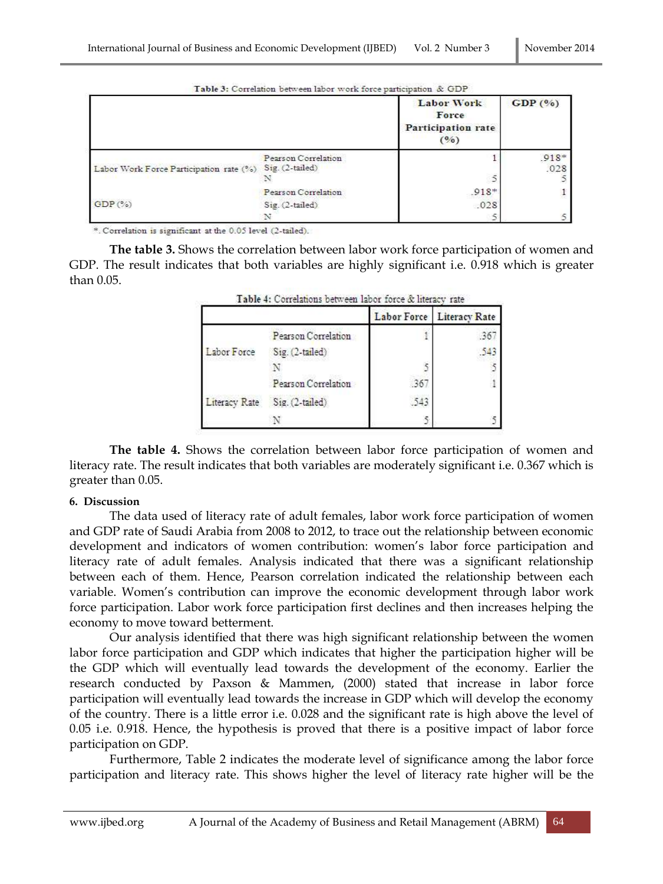Table 3: Correlation between labor work force participation & GDP

| | | Labor Work Force Participation rate (%) | GDP (%) |
|---|---|---|---|
| Labor Work Force Participation rate (%) | Pearson Correlation | 1 | .918* |
| | Sig. (2-tailed) | | .028 |
| | N | 5 | 5 |
| GDP (%) | Pearson Correlation | .918* | 1 |
| | Sig. (2-tailed) | .028 | |
| | N | 5 | 5 |

*. Correlation is significant at the 0.05 level (2-tailed).

**The table 3.** Shows the correlation between labor work force participation of women and GDP. The result indicates that both variables are highly significant i.e. 0.918 which is greater than 0.05.

Table 4: Correlations between labor force & literacy rate

| | | Labor Force | Literacy Rate |
|---|---|---|---|
| Labor Force | Pearson Correlation | 1 | .367 |
| | Sig. (2-tailed) | | .543 |
| | N | 5 | 5 |
| Literacy Rate | Pearson Correlation | .367 | 1 |
| | Sig. (2-tailed) | .543 | |
| | N | 5 | 5 |

**The table 4.** Shows the correlation between labor force participation of women and literacy rate. The result indicates that both variables are moderately significant i.e. 0.367 which is greater than 0.05.

#### 6. Discussion

The data used of literacy rate of adult females, labor work force participation of women and GDP rate of Saudi Arabia from 2008 to 2012, to trace out the relationship between economic development and indicators of women contribution: women's labor force participation and literacy rate of adult females. Analysis indicated that there was a significant relationship between each of them. Hence, Pearson correlation indicated the relationship between each variable. Women's contribution can improve the economic development through labor work force participation. Labor work force participation first declines and then increases helping the economy to move toward betterment.

Our analysis identified that there was high significant relationship between the women labor force participation and GDP which indicates that higher the participation higher will be the GDP which will eventually lead towards the development of the economy. Earlier the research conducted by Paxson & Mammen, (2000) stated that increase in labor force participation will eventually lead towards the increase in GDP which will develop the economy of the country. There is a little error i.e. 0.028 and the significant rate is high above the level of 0.05 i.e. 0.918. Hence, the hypothesis is proved that there is a positive impact of labor force participation on GDP.

Furthermore, Table 2 indicates the moderate level of significance among the labor force participation and literacy rate. This shows higher the level of literacy rate higher will be the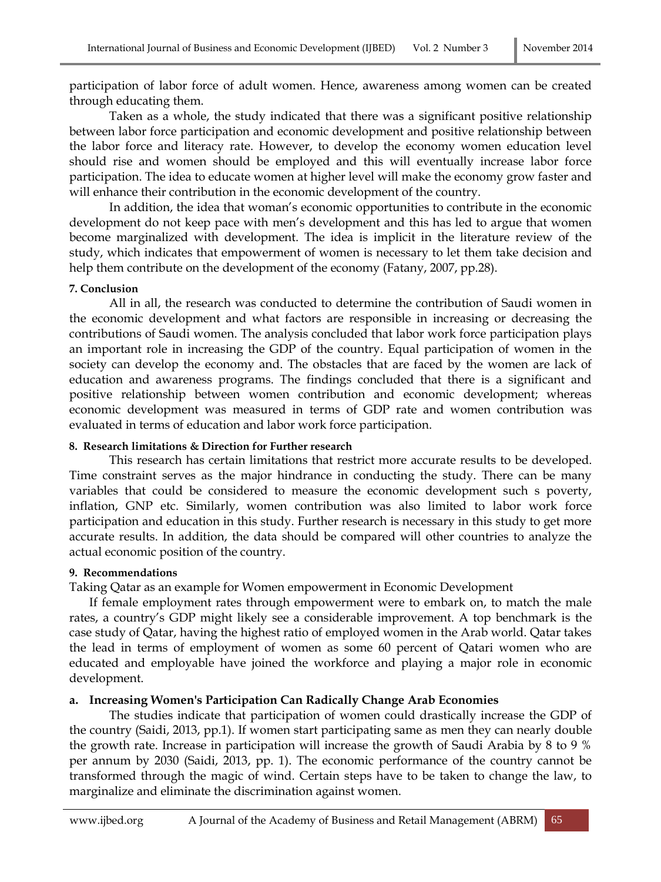participation of labor force of adult women. Hence, awareness among women can be created through educating them.

Taken as a whole, the study indicated that there was a significant positive relationship between labor force participation and economic development and positive relationship between the labor force and literacy rate. However, to develop the economy women education level should rise and women should be employed and this will eventually increase labor force participation. The idea to educate women at higher level will make the economy grow faster and will enhance their contribution in the economic development of the country.

In addition, the idea that woman's economic opportunities to contribute in the economic development do not keep pace with men's development and this has led to argue that women become marginalized with development. The idea is implicit in the literature review of the study, which indicates that empowerment of women is necessary to let them take decision and help them contribute on the development of the economy (Fatany, 2007, pp.28).

#### 7. Conclusion

All in all, the research was conducted to determine the contribution of Saudi women in the economic development and what factors are responsible in increasing or decreasing the contributions of Saudi women. The analysis concluded that labor work force participation plays an important role in increasing the GDP of the country. Equal participation of women in the society can develop the economy and. The obstacles that are faced by the women are lack of education and awareness programs. The findings concluded that there is a significant and positive relationship between women contribution and economic development; whereas economic development was measured in terms of GDP rate and women contribution was evaluated in terms of education and labor work force participation.

#### 8. Research limitations & Direction for Further research

This research has certain limitations that restrict more accurate results to be developed. Time constraint serves as the major hindrance in conducting the study. There can be many variables that could be considered to measure the economic development such s poverty, inflation, GNP etc. Similarly, women contribution was also limited to labor work force participation and education in this study. Further research is necessary in this study to get more accurate results. In addition, the data should be compared will other countries to analyze the actual economic position of the country.

#### 9. Recommendations

Taking Qatar as an example for Women empowerment in Economic Development

If female employment rates through empowerment were to embark on, to match the male rates, a country's GDP might likely see a considerable improvement. A top benchmark is the case study of Qatar, having the highest ratio of employed women in the Arab world. Qatar takes the lead in terms of employment of women as some 60 percent of Qatari women who are educated and employable have joined the workforce and playing a major role in economic development.

#### a. Increasing Women's Participation Can Radically Change Arab Economies

The studies indicate that participation of women could drastically increase the GDP of the country (Saidi, 2013, pp.1). If women start participating same as men they can nearly double the growth rate. Increase in participation will increase the growth of Saudi Arabia by 8 to 9 % per annum by 2030 (Saidi, 2013, pp. 1). The economic performance of the country cannot be transformed through the magic of wind. Certain steps have to be taken to change the law, to marginalize and eliminate the discrimination against women.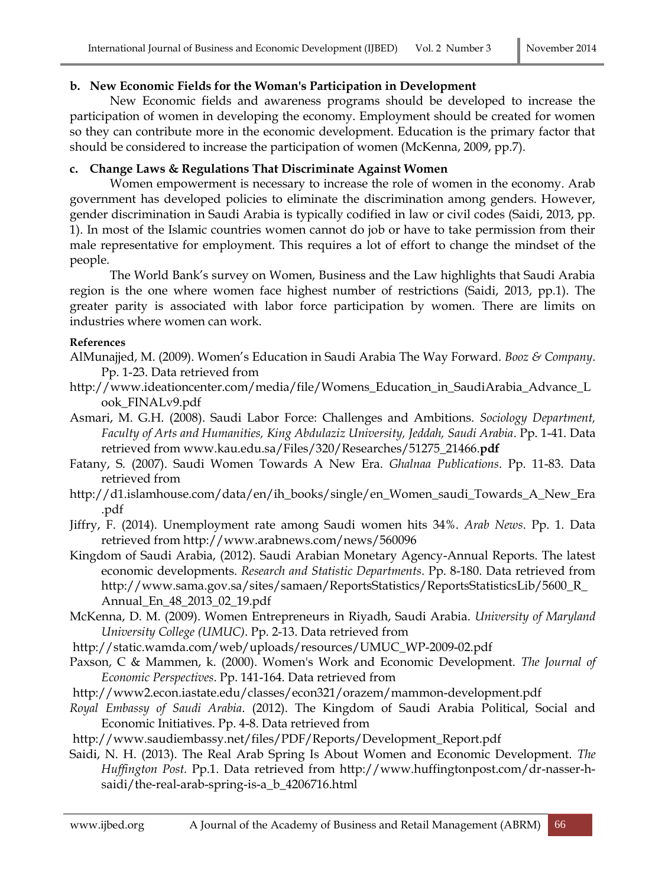**b. New Economic Fields for the Woman's Participation in Development**

New Economic fields and awareness programs should be developed to increase the participation of women in developing the economy. Employment should be created for women so they can contribute more in the economic development. Education is the primary factor that should be considered to increase the participation of women (McKenna, 2009, pp.7).

**c. Change Laws & Regulations That Discriminate Against Women**

Women empowerment is necessary to increase the role of women in the economy. Arab government has developed policies to eliminate the discrimination among genders. However, gender discrimination in Saudi Arabia is typically codified in law or civil codes (Saidi, 2013, pp. 1). In most of the Islamic countries women cannot do job or have to take permission from their male representative for employment. This requires a lot of effort to change the mindset of the people.

The World Bank's survey on Women, Business and the Law highlights that Saudi Arabia region is the one where women face highest number of restrictions (Saidi, 2013, pp.1). The greater parity is associated with labor force participation by women. There are limits on industries where women can work.

**References**

AlMunajjed, M. (2009). Women's Education in Saudi Arabia The Way Forward. *Booz & Company*. Pp. 1-23. Data retrieved from http://www.ideationcenter.com/media/file/Womens_Education_in_SaudiArabia_Advance_Look_FINALv9.pdf

Asmari, M. G.H. (2008). Saudi Labor Force: Challenges and Ambitions. *Sociology Department, Faculty of Arts and Humanities, King Abdulaziz University, Jeddah, Saudi Arabia*. Pp. 1-41. Data retrieved from www.kau.edu.sa/Files/320/Researches/51275_21466.**pdf**

Fatany, S. (2007). Saudi Women Towards A New Era. *Ghalnaa Publications*. Pp. 11-83. Data retrieved from http://d1.islamhouse.com/data/en/ih_books/single/en_Women_saudi_Towards_A_New_Era.pdf

Jiffry, F. (2014). Unemployment rate among Saudi women hits 34%. *Arab News*. Pp. 1. Data retrieved from http://www.arabnews.com/news/560096

Kingdom of Saudi Arabia, (2012). Saudi Arabian Monetary Agency-Annual Reports. The latest economic developments. *Research and Statistic Departments*. Pp. 8-180. Data retrieved from http://www.sama.gov.sa/sites/samaen/ReportsStatistics/ReportsStatisticsLib/5600_R_Annual_En_48_2013_02_19.pdf

McKenna, D. M. (2009). Women Entrepreneurs in Riyadh, Saudi Arabia. *University of Maryland University College (UMUC)*. Pp. 2-13. Data retrieved from http://static.wamda.com/web/uploads/resources/UMUC_WP-2009-02.pdf

Paxson, C & Mammen, k. (2000). Women's Work and Economic Development. *The Journal of Economic Perspectives*. Pp. 141-164. Data retrieved from http://www2.econ.iastate.edu/classes/econ321/orazem/mammon-development.pdf

*Royal Embassy of Saudi Arabia*. (2012). The Kingdom of Saudi Arabia Political, Social and Economic Initiatives. Pp. 4-8. Data retrieved from http://www.saudiembassy.net/files/PDF/Reports/Development_Report.pdf

Saidi, N. H. (2013). The Real Arab Spring Is About Women and Economic Development. *The Huffington Post.* Pp.1. Data retrieved from http://www.huffingtonpost.com/dr-nasser-h-saidi/the-real-arab-spring-is-a_b_4206716.html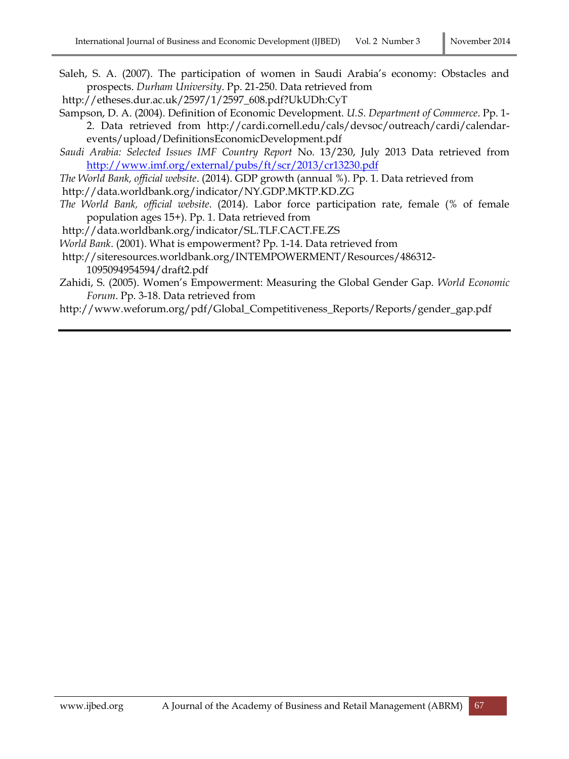Saleh, S. A. (2007). The participation of women in Saudi Arabia's economy: Obstacles and prospects. *Durham University*. Pp. 21-250. Data retrieved from http://etheses.dur.ac.uk/2597/1/2597_608.pdf?UkUDh:CyT

Sampson, D. A. (2004). Definition of Economic Development. *U.S. Department of Commerce*. Pp. 1-2. Data retrieved from http://cardi.cornell.edu/cals/devsoc/outreach/cardi/calendar-events/upload/DefinitionsEconomicDevelopment.pdf

*Saudi Arabia: Selected Issues IMF Country Report* No. 13/230, July 2013 Data retrieved from http://www.imf.org/external/pubs/ft/scr/2013/cr13230.pdf

*The World Bank, official website*. (2014). GDP growth (annual %). Pp. 1. Data retrieved from http://data.worldbank.org/indicator/NY.GDP.MKTP.KD.ZG

*The World Bank, official website*. (2014). Labor force participation rate, female (% of female population ages 15+). Pp. 1. Data retrieved from http://data.worldbank.org/indicator/SL.TLF.CACT.FE.ZS

*World Bank*. (2001). What is empowerment? Pp. 1-14. Data retrieved from http://siteresources.worldbank.org/INTEMPOWERMENT/Resources/486312-1095094954594/draft2.pdf

Zahidi, S. (2005). Women's Empowerment: Measuring the Global Gender Gap. *World Economic Forum*. Pp. 3-18. Data retrieved from http://www.weforum.org/pdf/Global_Competitiveness_Reports/Reports/gender_gap.pdf